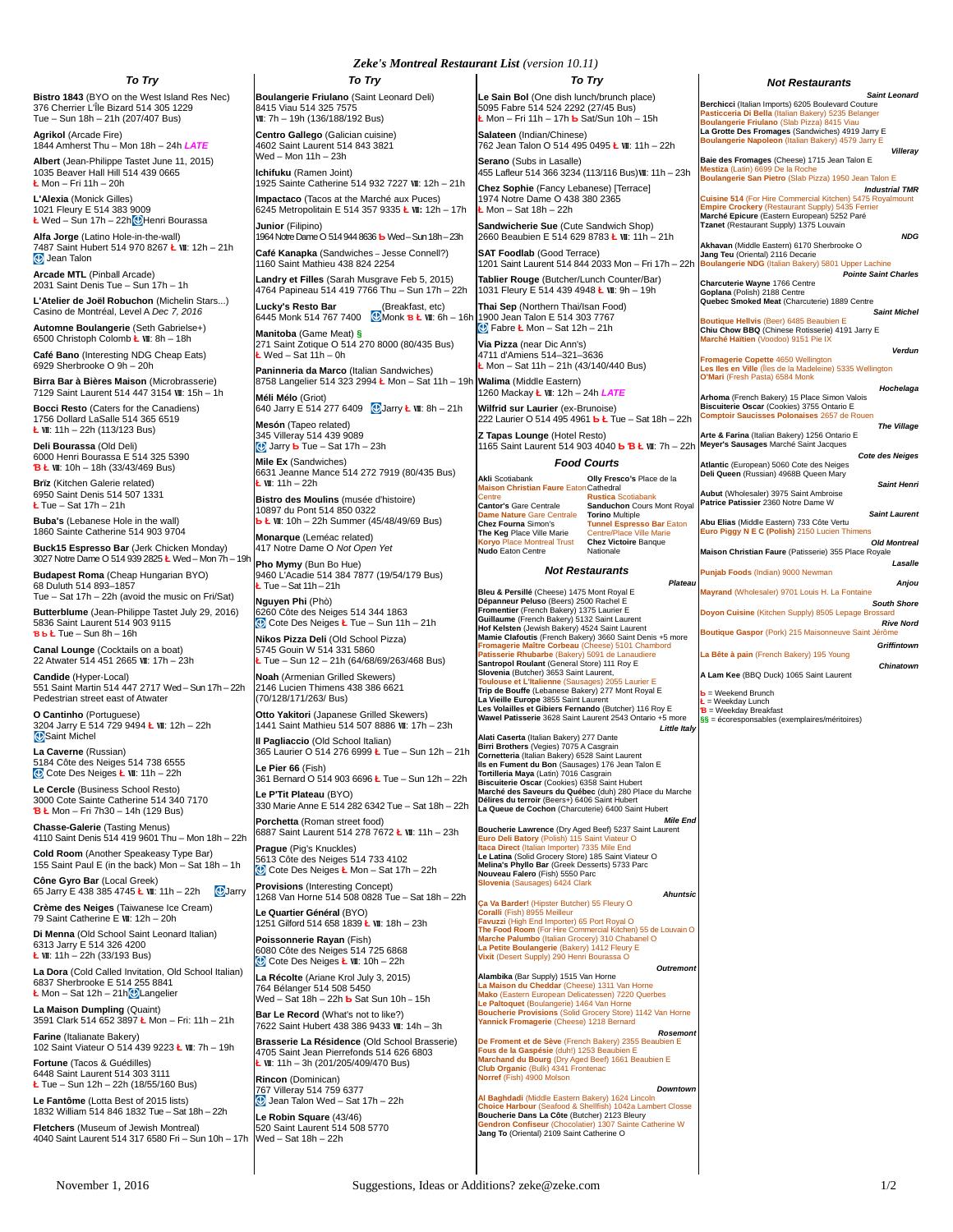# Zeke's Montreal Restaurant List *(version 10.11)*

## To Try

**Bistro 1843** (BYO on the West Island Res Nec)
376 Cherrier L'Île Bizard 514 305 1229
Tue – Sun 18h – 21h (207/407 Bus)

**Agrikol** (Arcade Fire)
1844 Amherst Thu – Mon 18h – 24h *LATE*

**Albert** (Jean-Philippe Tastet June 11, 2015)
1035 Beaver Hall Hill 514 439 0665
Ł Mon – Fri 11h – 20h

**L'Alexia** (Monick Gilles)
1021 Fleury E 514 383 9009
Ł Wed – Sun 17h – 22h Henri Bourassa

**Alfa Jorge** (Latino Hole-in-the-wall)
7487 Saint Hubert 514 970 8267 Ł Ⅶ: 12h – 21h
Jean Talon

**Arcade MTL** (Pinball Arcade)
2031 Saint Denis Tue – Sun 17h – 1h

**L'Atelier de Joël Robuchon** (Michelin Stars...)
Casino de Montréal, Level A *Dec 7, 2016*

**Automne Boulangerie** (Seth Gabrielse+)
6500 Christoph Colomb Ł Ⅶ: 8h – 18h

**Café Bano** (Interesting NDG Cheap Eats)
6929 Sherbrooke O 9h – 20h

**Birra Bar à Bières Maison** (Microbrasserie)
7129 Saint Laurent 514 447 3154 Ⅶ: 15h – 1h

**Bocci Resto** (Caters for the Canadiens)
1756 Dollard LaSalle 514 365 6519
Ł Ⅶ: 11h – 22h (113/123 Bus)

**Deli Bourassa** (Old Deli)
6000 Henri Bourassa E 514 325 5390
Ɓ Ł Ⅶ: 10h – 18h (33/43/469 Bus)

**Brïz** (Kitchen Galerie related)
6950 Saint Denis 514 507 1331
Ł Tue – Sat 17h – 21h

**Buba's** (Lebanese Hole in the wall)
1860 Sainte Catherine 514 903 9704

**Buck15 Espresso Bar** (Jerk Chicken Monday)
3027 Notre Dame O 514 939 2825 Ł Wed – Mon 7h – 19h

**Budapest Roma** (Cheap Hungarian BYO)
68 Duluth 514 893–1857
Tue – Sat 17h – 22h (avoid the music on Fri/Sat)

**Butterblume** (Jean-Philippe Tastet July 29, 2016)
5836 Saint Laurent 514 903 9115
Ɓ b Ł Tue – Sun 8h – 16h

**Canal Lounge** (Cocktails on a boat)
22 Atwater 514 451 2665 Ⅶ: 17h – 23h

**Candide** (Hyper-Local)
551 Saint Martin 514 447 2717 Wed – Sun 17h – 22h
Pedestrian street east of Atwater

**O Cantinho** (Portuguese)
3204 Jarry E 514 729 9494 Ł Ⅶ: 12h – 22h
Saint Michel

**La Caverne** (Russian)
5184 Côte des Neiges 514 738 6555
Cote Des Neiges Ł Ⅶ: 11h – 22h

**Le Cercle** (Business School Resto)
3000 Cote Sainte Catherine 514 340 7170
Ɓ Ł Mon – Fri 7h30 – 14h (129 Bus)

**Chasse-Galerie** (Tasting Menus)
4110 Saint Denis 514 419 9601 Thu – Mon 18h – 22h

**Cold Room** (Another Speakeasy Type Bar)
155 Saint Paul E (in the back) Mon – Sat 18h – 1h

**Cône Gyro Bar** (Local Greek)
65 Jarry E 438 385 4745 Ł Ⅶ: 11h – 22h Jarry

**Crème des Neiges** (Taiwanese Ice Cream)
79 Saint Catherine E Ⅶ: 12h – 20h

**Di Menna** (Old School Saint Leonard Italian)
6313 Jarry E 514 326 4200
Ł Ⅶ: 11h – 22h (33/193 Bus)

**La Dora** (Cold Called Invitation, Old School Italian)
6837 Sherbrooke E 514 255 8841
Ł Mon – Sat 12h – 21h Langelier

**La Maison Dumpling** (Quaint)
3591 Clark 514 652 3897 Ł Mon – Fri: 11h – 21h

**Farine** (Italianate Bakery)
102 Saint Viateur O 514 439 9223 Ł Ⅶ: 7h – 19h

**Fortune** (Tacos & Guédilles)
6448 Saint Laurent 514 303 3111
Ł Tue – Sun 12h – 22h (18/55/160 Bus)

**Le Fantôme** (Lotta Best of 2015 lists)
1832 William 514 846 1832 Tue – Sat 18h – 22h

**Fletchers** (Museum of Jewish Montreal)
4040 Saint Laurent 514 317 6580 Fri – Sun 10h – 17h

**Boulangerie Friulano** (Saint Leonard Deli)
8415 Viau 514 325 7575
Ⅶ: 7h – 19h (136/188/192 Bus)

**Centro Gallego** (Galician cuisine)
4602 Saint Laurent 514 843 3821
Wed – Mon 11h – 23h

**Ichifuku** (Ramen Joint)
1925 Sainte Catherine 514 932 7227 Ⅶ: 12h – 21h

**Impactaco** (Tacos at the Marché aux Puces)
6245 Metropolitain E 514 357 9335 Ł Ⅶ: 12h – 17h

**Junior** (Filipino)
1964 Notre Dame O 514 944 8636 b Wed – Sun 18h – 23h

**Café Kanapka** (Sandwiches – Jesse Connell?)
1160 Saint Mathieu 438 824 2254

**Landry et Filles** (Sarah Musgrave Feb 5, 2015)
4764 Papineau 514 419 7766 Thu – Sun 17h – 22h

**Lucky's Resto Bar** (Breakfast, etc)
6445 Monk 514 767 7400 Monk Ɓ Ł Ⅶ: 6h – 16h

**Manitoba** (Game Meat) §
271 Saint Zotique O 514 270 8000 (80/435 Bus)
Ł Wed – Sat 11h – 0h

**Paninneria da Marco** (Italian Sandwiches)
8758 Langelier 514 323 2994 Ł Mon – Sat 11h – 19h

**Méli Mélo** (Griot)
640 Jarry E 514 277 6409 Jarry Ł Ⅶ: 8h – 21h

**Mesón** (Tapeo related)
345 Villeray 514 439 9089
Jarry b Tue – Sat 17h – 23h

**Mile Ex** (Sandwiches)
6631 Jeanne Mance 514 272 7919 (80/435 Bus)
Ł Ⅶ: 11h – 22h

**Bistro des Moulins** (musée d'histoire)
10897 du Pont 514 850 0322
b Ł Ⅶ: 10h – 22h Summer (45/48/49/69 Bus)

**Monarque** (Leméac related)
417 Notre Dame O *Not Open Yet*

**Pho Mymy** (Bun Bo Hue)
9460 L'Acadie 514 384 7877 (19/54/179 Bus)
Ł Tue – Sat 11h – 21h

**Nguyen Pho** (Phò)
6260 Côte des Neiges 514 344 1863
Cote Des Neiges Ł Tue – Sun 11h – 21h

**Nikos Pizza Deli** (Old School Pizza)
5745 Gouin W 514 331 5860
Ł Tue – Sun 12 – 21h (64/68/69/263/468 Bus)

**Noah** (Armenian Grilled Skewers)
2146 Lucien Thimens 438 386 6621
(70/128/171/263/ Bus)

**Otto Yakitori** (Japanese Grilled Skewers)
1441 Saint Mathieu 514 507 8886 Ⅶ: 17h – 23h

**Il Pagliaccio** (Old School Italian)
365 Laurier O 514 276 6999 Ł Tue – Sun 12h – 21h

**Le Pier 66** (Fish)
361 Bernard O 514 903 6696 Ł Tue – Sun 12h – 22h

**Le P'Tit Plateau** (BYO)
330 Marie Anne E 514 282 6342 Tue – Sat 18h – 22h

**Porchetta** (Roman street food)
6887 Saint Laurent 514 278 7672 Ł Ⅶ: 11h – 23h

**Prague** (Pig's Knuckles)
5613 Cote des Neiges 514 733 4102
Cote Des Neiges Ł Mon – Sat 17h – 22h

**Provisions** (Interesting Concept)
1268 Van Horne 514 508 0828 Tue – Sat 18h – 22h

**Le Quartier Général** (BYO)
1251 Gilford 514 658 1839 Ł Ⅶ: 18h – 23h

**Poissonnerie Rayan** (Fish)
6080 Côte des Neiges 514 725 6868
Cote Des Neiges Ł Ⅶ: 10h – 22h

**La Récolte** (Ariane Kroll July 3, 2015)
764 Bélanger 514 508 5450
Wed – Sat 18h – 22h b Sat Sun 10h – 15h

**Bar Le Record** (What's not to like?)
7622 Saint Hubert 438 386 9433 Ⅶ: 14h – 3h

**Brasserie La Résidence** (Old School Brasserie)
4705 Saint Jean Pierrefonds 514 626 6803
Ł Ⅶ: 11h – 3h (201/205/409/470 Bus)

**Rincon** (Dominican)
767 Villeray 514 759 6377
Jean Talon Wed – Sat 17h – 22h

**Le Robin Square** (43/46)
520 Saint Laurent 514 508 5770
Wed – Sat 18h – 22h

**Le Sain Bol** (One dish lunch/brunch place)
5095 Fabre 514 524 2292 (27/45 Bus)
Ł Mon – Fri 11h – 17h b Sat/Sun 10h – 15h

**Salateen** (Indian/Chinese)
762 Jean Talon O 514 495 0495 Ł Ⅶ: 11h – 22h

**Serano** (Subs in Lasalle)
455 Lafleur 514 366 3234 (113/116 Bus) Ⅶ: 11h – 23h

**Chez Sophie** (Fancy Lebanese) [Terrace]
1974 Notre Dame O 438 380 2365
Ł Mon – Sat 18h – 22h

**Sandwicherie Sue** (Cute Sandwich Shop)
2660 Beaubien E 514 629 8783 Ł Ⅶ: 11h – 21h

**SAT Foodlab** (Good Terrace)
1201 Saint Laurent 514 844 2033 Mon – Fri 17h – 22h

**Tablier Rouge** (Butcher/Lunch Counter/Bar)
1031 Fleury E 514 439 4948 Ł Ⅶ: 9h – 19h

**Thai Sep** (Northern Thai/Isan Food)
1900 Jean Talon E 514 303 7767
Fabre Ł Mon – Sat 12h – 21h

**Via Pizza** (near Dic Ann's)
4711 d'Amiens 514–321–3636
Ł Mon – Sat 11h – 21h (43/140/440 Bus)

**Walima** (Middle Eastern)
1260 Mackay Ł Ⅶ: 12h – 24h *LATE*

**Wilfrid sur Laurier** (ex-Brunoise)
222 Laurier O 514 495 4961 b Ł Tue – Sat 18h – 22h

**Z Tapas Lounge** (Hotel Resto)
1165 Saint Laurent 514 903 4040 b Ɓ Ł Ⅶ: 7h – 22h

## Food Courts

**Akli** Scotiabank
**Maison Christian Faure** Eaton Centre
**Cantor's** Gare Centrale
**Dame Nature** Gare Centrale
**Chez Fourna** Simon's
**The Keg** Place Ville Marie
**Koryo** Place Montreal Trust
**Nudo** Eaton Centre
**Olly Fresco's** Place de la Cathedral
**Rustica** Scotiabank
**Sanduchon** Cours Mont Royal
**Torino** Multiple
**Tunnel Espresso Bar** Eaton Centre/Place Ville Marie
**Chez Victoire** Banque Nationale

## Not Restaurants

### Plateau

**Bleu & Persillé** (Cheese) 1475 Mont Royal E
**Dépanneur Peluso** (Beers) 2500 Rachel E
**Fromentier** (French Bakery) 1375 Laurier E
**Guillaume** (French Bakery) 5132 Saint Laurent
**Hof Kelsten** (Jewish Bakery) 4524 Saint Laurent
**Mamie Clafoutis** (French Bakery) 3660 Saint Denis +5 more
**Fromagerie Maître Corbeau** (Cheese) 5101 Chambord
**Patisserie Rhubarbe** (Bakery) 5091 de Lanaudiere
**Santropol Roulant** (General Store) 111 Roy E
**Slovenia** (Butcher) 3653 Saint Laurent,
**Toulouse et L'Italienne** (Sausages) 2055 Laurier E
**Trip de Bouffe** (Lebanese Bakery) 277 Mont Royal E
**La Vieille Europe** 3855 Saint Laurent
**Les Volailles et Gibiers Fernando** (Butcher) 116 Roy E
**Wawel Patisserie** 3628 Saint Laurent 2543 Ontario +5 more

### Little Italy

**Alati Caserta** (Italian Bakery) 277 Dante
**Birri Brothers** (Vegies) 7075 A Casgrain
**Cornetteria** (Italian Bakery) 6528 Saint Laurent
**Ils en Fument du Bon** (Sausages) 176 Jean Talon E
**Tortilleria Maya** (Latin) 7016 Casgrain
**Biscuiterie Oscar** (Cookies) 6358 Saint Hubert
**Marché des Saveurs du Québec** (duh) 280 Place du Marche
**Délires du terroir** (Beers+) 6406 Saint Hubert
**La Queue de Cochon** (Charcuterie) 6400 Saint Hubert

### Mile End

**Boucherie Lawrence** (Dry Aged Beef) 5237 Saint Laurent
**Euro Deli Batory** (Polish) 115 Saint Viateur O
**Itaca Direct** (Italian Importer) 7335 Mile End
**Le Latina** (Solid Grocery Store) 185 Saint Viateur O
**Melina's Phyllo Bar** (Greek Desserts) 5733 Parc
**Nouveau Falero** (Fish) 5550 Parc
**Slovenia** (Sausages) 6424 Clark

### Ahuntsic

**Ça Va Barder!** (Hipster Butcher) 55 Fleury O
**Coralli** (Fish) 8955 Meilleur
**Favuzzi** (High End Importer) 65 Port Royal O
**The Food Room** (For Hire Commercial Kitchen) 55 de Louvain O
**Marche Palumbo** (Italian Grocery) 310 Chabanel O
**La Petite Boulangerie** (Bakery) 1412 Fleury E
**Vixit** (Desert Supply) 290 Henri Bourassa O

### Outremont

**Alambika** (Bar Supply) 1515 Van Horne
**La Maison du Cheddar** (Cheese) 1311 Van Horne
**Mako** (Eastern European Delicatessen) 7220 Querbes
**Le Paltoquet** (Boulangerie) 1464 Van Horne
**Boucherie Provisions** (Solid Grocery Store) 1142 Van Horne
**Yannick Fromagerie** (Cheese) 1218 Bernard

### Rosemont

**De Froment et de Sève** (French Bakery) 2355 Beaubien E
**Fous de la Gaspésie** (duh!) 1253 Beaubien E
**Marchand du Bourg** (Dry Aged Beef) 1661 Beaubien E
**Club Organic** (Bulk) 4341 Frontenac
**Norref** (Fish) 4900 Molson

### Downtown

**Al Baghdadi** (Middle Eastern Bakery) 1624 Lincoln
**Choice Harbour** (Seafood & Shellfish) 1042a Lambert Closse
**Boucherie Dans La Côte** (Butcher) 2123 Bleury
**Gendron Confiseur** (Chocolatier) 1307 Sainte Catherine W
**Jang To** (Oriental) 2109 Saint Catherine O

## Not Restaurants

### Saint Leonard

**Berchicci** (Italian Imports) 6205 Boulevard Couture
**Pasticceria Di Bella** (Italian Bakery) 5235 Belanger
**Boulangerie Friulano** (Slab Pizza) 8415 Viau
**La Grotte Des Fromages** (Sandwiches) 4919 Jarry E
**Boulangerie Napoleon** (Italian Bakery) 4579 Jarry E

### Villeray

**Baie des Fromages** (Cheese) 1715 Jean Talon E
**Mestiza** (Latin) 6699 De la Roche
**Boulangerie San Pietro** (Slab Pizza) 1950 Jean Talon E

### Industrial TMR

**Cuisine 514** (For Hire Commercial Kitchen) 5475 Royalmount
**Empire Crockery** (Restaurant Supply) 5435 Ferrier
**Marché Epicure** (Eastern European) 5252 Paré
**Tzanet** (Restaurant Supply) 1375 Louvain

### NDG

**Akhavan** (Middle Eastern) 6170 Sherbrooke O
**Jang Teu** (Oriental) 2116 Decarie
**Boulangerie NDG** (Italian Bakery) 5801 Upper Lachine

### Pointe Saint Charles

**Charcuterie Wayne** 1766 Centre
**Goplana** (Polish) 2188 Centre
**Quebec Smoked Meat** (Charcuterie) 1889 Centre

### Saint Michel

**Boutique Hellvis** (Beer) 6485 Beaubien E
**Chiu Chow BBQ** (Chinese Rotisserie) 4191 Jarry E
**Marché Haïtien** (Voodoo) 9151 Pie IX

### Verdun

**Fromagerie Copette** 4650 Wellington
**Les Iles en Ville** (Îles de la Madeleine) 5335 Wellington
**O'Mari** (Fresh Pasta) 6584 Monk

### Hochelaga

**Arhoma** (French Bakery) 15 Place Simon Valois
**Biscuiterie Oscar** (Cookies) 3755 Ontario E
**Comptoir Saucisses Polonaises** 2657 de Rouen

### The Village

**Arte & Farina** (Italian Bakery) 1256 Ontario E
**Meyer's Sausages** Marché Saint Jacques

### Cote des Neiges

**Atlantic** (European) 5060 Cote des Neiges
**Deli Queen** (Russian) 4968B Queen Mary

### Saint Henri

**Aubut** (Wholesaler) 3975 Saint Ambroise
**Patrice Patissier** 2360 Notre Dame W

### Saint Laurent

**Abu Elias** (Middle Eastern) 733 Côte Vertu
**Euro Piggy N E C (Polish)** 2150 Lucien Thimens

### Old Montreal

**Maison Christian Faure** (Patisserie) 355 Place Royale

### Lasalle

**Punjab Foods** (Indian) 9000 Newman

### Anjou

**Mayrand** (Wholesaler) 9701 Louis H. La Fontaine

### South Shore

**Doyon Cuisine** (Kitchen Supply) 8505 Lepage Brossard

### Rive Nord

**Boutique Gaspor** (Pork) 215 Maisonneuve Saint Jérôme

### Griffintown

**La Bête à pain** (French Bakery) 195 Young

### Chinatown

**A Lam Kee** (BBQ Duck) 1065 Saint Laurent

b = Weekend Brunch
Ł = Weekday Lunch
Ɓ = Weekday Breakfast
§§ = écoresponsables (exemplaires/méritoires)

November 1, 2016

Suggestions, Ideas or Additions? zeke@zeke.com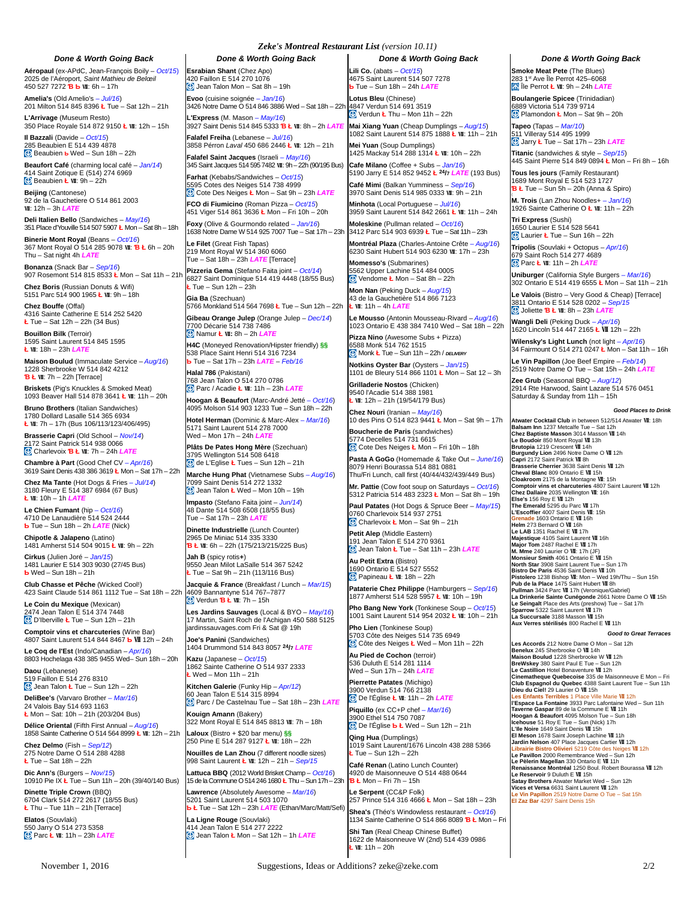# Zeke's Montreal Restaurant List *(version 10.11)*

## Done & Worth Going Back

**Aéropaul** (ex-APdC, Jean-François Boily – *Oct/15*)
2025 de l'Aéroport, *Saint Mathieu de Beloeil*
450 527 7272 B b Ⅶ: 6h – 17h

**Amelia's** (Old Amelio's – *Jul/16*)
201 Milton 514 845 8396 Ł Tue – Sat 12h – 21h

**L'Arrivage** (Museum Resto)
350 Place Royale 514 872 9150 Ł Ⅶ: 12h – 15h

**Il Bazzali** (Davide – *Oct/15*)
285 Beaubien E 514 439 4878
Beaubien b Wed – Sun 18h – 22h

**Beaufort Café** (charming local café – *Jan/14*)
414 Saint Zotique E (514) 274 6969
Beaubien Ł Ⅶ: 9h – 22h

**Beijing** (Cantonese)
92 de la Gauchetiere O 514 861 2003
Ⅶ: 12h – 3h *LATE*

**Deli Italien Bello** (Sandwiches – *May/16*)
351 Place d'Youville 514 507 5907 Ł Mon – Sat 8h – 18h

**Binerie Mont Royal** (Beans – *Oct/16*)
367 Mont Royal O 514 285 9078 Ⅶ: B Ł 6h – 20h
Thu – Sat night 4h *LATE*

**Bonanza** (Snack Bar – *Sep/16*)
907 Rosemont 514 815 8533 Ł Mon – Sat 11h – 21h

**Chez Boris** (Russian Donuts & Wifi)
5151 Parc 514 900 1965 Ł Ⅶ: 9h – 18h

**Chez Bouffe** (Offal)
4316 Sainte Catherine E 514 252 5420
Ł Tue – Sat 12h – 22h (34 Bus)

**Bouillon Bilk** (Terroir)
1595 Saint Laurent 514 845 1595
Ł Ⅶ: 18h – 23h *LATE*

**Maison Boulud** (Immaculate Service – *Aug/16*)
1228 Sherbrooke W 514 842 4212
B Ł Ⅶ: 7h – 22h [Terrace]

**Briskets** (Pig's Knuckles & Smoked Meat)
1093 Beaver Hall 514 878 3641 Ł Ⅶ: 11h – 20h

**Bruno Brothers** (Italian Sandwiches)
1780 Dollard Lasalle 514 365 6934
Ł Ⅶ: 7h – 17h (Bus 106/113/123/406/495)

**Brasserie Capri** (Old School – *Nov/14*)
2172 Saint Patrick 514 938 0066
Charlevoix B Ł Ⅶ: 7h – 24h *LATE*

**Chambre à Part** (Good Chef CV – *Apr/16*)
3619 Saint Denis 438 386 3619 Ł Mon – Sat 17h – 22h

**Chez Ma Tante** (Hot Dogs & Fries – *Jul/14*)
3180 Fleury E 514 387 6984 (67 Bus)
Ł Ⅶ: 10h – 1h *LATE*

**Le Chien Fumant** (hip – *Oct/16*)
4710 De Lanaudière 514 524 2444
b Tue – Sun 18h – 2h *LATE* (Nick)

**Chipotle & Jalapeno** (Latino)
1481 Amherst 514 504 9015 Ł Ⅶ: 9h – 22h

**Cirkus** (Julien Joré – *Jan/15*)
1481 Laurier E 514 303 9030 (27/45 Bus)
b Wed – Sun 18h – 21h

**Club Chasse et Pêche** (Wicked Cool!)
423 Saint Claude 514 861 1112 Tue – Sat 18h – 22h

**Le Coin du Mexique** (Mexican)
2474 Jean Talon E 514 374 7448
D'Iberville Ł Tue – Sun 12h – 21h

**Comptoir vins et charcuteries** (Wine Bar)
4807 Saint Laurent 514 844 8467 b Ⅶ 12h – 24h

**Le Coq de l'Est** (Indo/Canadian – *Apr/16*)
8803 Hochelaga 438 385 9455 Wed– Sun 18h – 20h

**Daou** (Lebanese)
519 Faillon E 514 276 8310
Jean Talon Ł Tue – Sun 12h – 22h

**DeliBee's** (Varvaro Brother – *Mar/16*)
24 Valois Bay 514 693 1163
Ł Mon – Sat: 10h – 21h (203/204 Bus)

**Délice Oriental** (Fifth First Annual – *Aug/16*)
1858 Sainte Catherine O 514 564 8999 Ł Ⅶ: 12h – 21h

**Chez Delmo** (Fish – *Sep/12*)
275 Notre Dame O 514 288 4288
Ł Tue – Sat 18h – 22h

**Dic Ann's** (Burgers – *Nov/15*)
10910 Pie IX Ł Tue – Sun 11h – 20h (39/40/140 Bus)

**Dinette Triple Crown** (BBQ)
6704 Clark 514 272 2617 (18/55 Bus)
Ł Thu – Tue 11h – 21h [Terrace]

**Elatos** (Souvlaki)
550 Jarry O 514 273 5358
Parc Ł Ⅶ: 11h – 23h *LATE*

**Esrabian Shant** (Chez Apo)
420 Faillon E 514 270 1076
Jean Talon Mon – Sat 8h – 19h

**Evoo** (cuisine soignée – *Jan/16*)
3426 Notre Dame O 514 846 3886 Wed – Sat 18h – 22h

**L'Express** (M. Mason – *May/16*)
3927 Saint Denis 514 845 5333 B Ł Ⅶ: 8h – 2h *LATE*

**Falafel Freiha** (Lebanese – *Jul/16*)
3858 Pérron *Laval* 450 686 2446 Ł Ⅶ: 12h – 21h

**Falafel Saint Jacques** (Israeli – *May/16*)
345 Saint Jacques 514 595 7482 Ⅶ: 9h – 22h (90/195 Bus)

**Farhat** (Kebabs/Sandwiches – *Oct/15*)
5595 Cotes des Neiges 514 738 4999
Cote Des Neiges Ł Mon – Sat 9h – 23h *LATE*

**FCO di Fiumicino** (Roman Pizza – *Oct/15*)
451 Viger 514 861 3636 Ł Mon – Fri 10h – 20h

**Foxy** (Olive & Gourmondo related – *Jan/16*)
1638 Notre Dame W 514 925 7007 Tue – Sat 17h – 23h

**Le Filet** (Great Fish Tapas)
219 Mont Royal W 514 360 6060
Tue – Sat 18h – 23h *LATE* [Terrace]

**Pizzeria Gema** (Stefano Faita joint – *Oct/14*)
6827 Saint Dominique 514 419 4448 (18/55 Bus)
Ł Tue – Sun 12h – 23h

**Gia Ba** (Szechuan)
5766 Monkland 514 564 7698 Ł Tue – Sun 12h – 22h

**Gibeau Orange Julep** (Orange Julep – *Dec/14*)
7700 Décarie 514 738 7486
Namur Ł Ⅶ: 8h – 2h *LATE*

**H4C** (Moneyed Renovation/Hipster friendly) §§
538 Place Saint Henri 514 316 7234
b Tue – Sat 17h – 23h *LATE – Feb/16*

**Halal 786** (Pakistani)
768 Jean Talon O 514 270 0786
Parc / Acadie Ł Ⅶ: 11h – 23h *LATE*

**Hoogan & Beaufort** (Marc-André Jetté – *Oct/16*)
4095 Molson 514 903 1233 Tue – Sun 18h – 22h

**Hotel Herman** (Dominic & Marc-Alex – *Mar/16*)
5171 Saint Laurent 514 278 7000
Wed – Mon 17h – 24h *LATE*

**Plâts De Patës Hong Mère** (Szechuan)
3795 Wellington 514 508 6418
de L'Eglise Ł Tues – Sun 12h – 21h

**Marche Hung Phat** (Vietnamese Subs – *Aug/16*)
7099 Saint Denis 514 272 1332
Jean Talon Ł Wed – Mon 10h – 19h

**Impasto** (Stefano Faita joint – *Jun/14*)
48 Dante 514 508 6508 (18/55 Bus)
Tue – Sat 17h – 23h *LATE*

**Dinette Industrielle** (Lunch Counter)
2965 De Miniac 514 335 3330
B Ł Ⅶ: 6h – 22h (175/213/215/225 Bus)

**Jah B** (spicy rotis+)
9550 Jean Milot LaSalle 514 367 5242
Ł Tue – Sat 9h – 21h (113/116 Bus)

**Jacquie & France** (Breakfast / Lunch – *Mar/15*)
4609 Bannantyne 514 767–7877
Verdun B Ł Ⅶ: 7h – 15h

**Les Jardins Sauvages** (Local & BYO – *May/16*)
17 Martin, Saint Roch de l'Achigan 450 588 5125
jardinssauvages.com Fri & Sat @ 19h

**Joe's Panini** (Sandwiches)
1404 Drummond 514 843 8057 24/7 *LATE*

**Kazu** (Japanese – *Oct/15*)
1862 Sainte Catherine O 514 937 2333
Ł Wed – Mon 11h – 21h

**Kitchen Galerie** (Funky Hip – *Apr/12*)
60 Jean Talon E 514 315 8994
Parc / De Castelnau Tue – Sat 18h – 23h *LATE*

**Kouign Amann** (Bakery)
322 Mont Royal E 514 845 8813 Ⅶ: 7h – 18h

**Laloux** (Bistro + $20 bar menu) §§
250 Pine E 514 287 9127 Ł Ⅶ: 18h – 22h

**Nouilles de Lan Zhou** (7 different noodle sizes)
998 Saint Laurent Ł Ⅶ: 12h – 21h – *Sep/15*

**Lattuca BBQ** (2012 World Brisket Champ – *Oct/16*)
15 de la Commune O 514 246 1680 Ł Thu – Sun 17h – 23h

**Lawrence** (Absolutely Awesome – *Mar/16*)
5201 Saint Laurent 514 503 1070
b Ł Tue – Sat 12h – 23h *LATE* (Ethan/Marc/Matt/Sefi)

**La Ligne Rouge** (Souvlaki)
414 Jean Talon E 514 277 2222
Jean Talon Ł Mon – Sat 12h – 1h *LATE*

**Lili Co.** (abats – *Oct/15*)
4675 Saint Laurent 514 507 7278
b Tue – Sun 18h – 24h *LATE*

**Lotus Bleu** (Chinese)
4847 Verdun 514 691 3519
Verdun Ł Thu – Mon 11h – 22h

**Mai Xiang Yuan** (Cheap Dumplings – *Aug/15*)
1082 Saint Laurent 514 875 1888 Ł Ⅶ: 11h – 21h

**Mei Yuan** (Soup Dumplings)
1425 Mackay 514 288 1314 Ł Ⅶ: 10h – 22h

**Cafe Milano** (Coffee + Subs – *Jan/16*)
5190 Jarry E 514 852 9452 Ł 24/7 *LATE* (193 Bus)

**Café Mimi** (Balkan Yumminess – *Sep/16*)
3970 Saint Denis 514 985 0333 Ⅶ: 9h – 21h

**Minhota** (Local Portuguese – *Jul/16*)
3959 Saint Laurent 514 842 2661 Ł Ⅶ: 11h – 24h

**Moleskine** (Pullman related – *Oct/16*)
3412 Parc 514 903 6939 Ł Tue – Sat 11h – 23h

**Montréal Plaza** (Charles-Antoine Crête – *Aug/16*)
6230 Saint Hubert 514 903 6230 Ⅶ: 17h – 23h

**Momesso's** (Submarines)
5562 Upper Lachine 514 484 0005
Vendome Ł Mon – Sat 8h – 22h

**Mon Nan** (Peking Duck – *Aug/15*)
43 de la Gauchetière 514 866 7123
Ł Ⅶ: 11h – 4h *LATE*

**Le Mousso** (Antonin Mousseau-Rivard – *Aug/16*)
1023 Ontario E 438 384 7410 Wed – Sat 18h – 22h

**Pizza Nino** (Awesome Subs + Pizza)
6588 Monk 514 762 1515
Monk Ł Tue – Sun 11h – 22h / DELIVERY

**Notkins Oyster Bar** (Oysters – *Jan/15*)
1101 de Bleury 514 866 1101 Ł Mon – Sat 12 – 3h

**Grilladerie Nostos** (Chicken)
9540 l'Acadie 514 388 1981
Ł Ⅶ: 12h – 21h (19/54/179 Bus)

**Chez Nouri** (Iranian – *May/16*)
10 des Pins O 514 823 9441 Ł Mon – Sat 9h – 17h

**Boucherie de Paris** (sandwiches)
5774 Decelles 514 731 6615
Cote Des Neiges Ł Mon – Fri 10h – 18h

**Pasta A GoGo** (Homemade & Take Out – *June/16*)
8079 Henri Bourassa 514 881 0881
Thu/Fri Lunch, call first (40/44/432/439/449 Bus)

**Mr. Pattie** (Cow foot soup on Saturdays – *Oct/16*)
5312 Patricia 514 483 2323 Ł Mon – Sat 8h – 19h

**Paul Patates** (Hot Dogs & Spruce Beer – *May/15*)
0760 Charlevoix 514 937 2751
Charlevoix Ł Mon – Sat 9h – 21h

**Petit Alep** (Middle Eastern)
191 Jean Talon E 514 270 9361
Jean Talon Ł Tue – Sat 11h – 23h *LATE*

**Au Petit Extra** (Bistro)
1690 Ontario E 514 527 5552
Papineau Ł Ⅶ: 18h – 22h

**Pataterie Chez Philippe** (Hamburgers – *Sep/16*)
1877 Amherst 514 528 5957 Ł Ⅶ: 10h – 19h

**Pho Bang New York** (Tonkinese Soup – *Oct/15*)
1001 Saint Laurent 514 954 2032 Ł Ⅶ: 10h – 21h

**Pho Lien** (Tonkinese Soup)
5703 Côte des Neiges 514 735 6949
Côte des Neiges Ł Wed – Mon 11h – 22h

**Au Pied de Cochon** (terroir)
536 Duluth E 514 281 1114
Wed – Sun 17h – 24h *LATE*

**Pierrette Patates** (Michigo)
3900 Verdun 514 766 2138
De l'Église Ł Ⅶ: 11h – 2h *LATE*

**Piquillo** (ex CC+P chef – *Mar/16*)
3900 Ethel 514 750 7087
De l'Église b Ł Wed – Sun 12h – 21h

**Qing Hua** (Dumplings)
1019 Saint Laurent/1676 Lincoln 438 288 5366
Ł Tue – Sun 12h – 22h

**Café Renan** (Latino Lunch Counter)
4920 de Maisonneuve O 514 488 0644
B Ł Mon – Fri 7h – 15h

**Le Serpent** (CC&P Folk)
257 Prince 514 316 4666 Ł Mon – Sat 18h – 23h

**Shea's** (Théo's Windowless restaurant – *Oct/16*)
1134 Sainte Catherine O 514 866 8089 B Ł Mon – Fri

**Shi Tan** (Real Cheap Chinese Buffet)
1622 de Maisonneuve W (2nd) 514 439 0986
Ł Ⅶ: 11h – 20h

**Smoke Meat Pete** (The Blues)
283 1st Ave Île Perrot 45–6068
Île Perrot Ł Ⅶ: 9h – 24h *LATE*

**Boulangerie Spicee** (Trinidadian)
6889 Victoria 514 739 9714
Plamondon Ł Mon – Sat 9h – 20h

**Tapeo** (Tapas – *Mar/10*)
511 Villeray 514 495 1999
Jarry Ł Tue – Sat 17h – 23h *LATE*

**Titanic** (sandwiches & style – *Sep/15*)
445 Saint Pierre 514 849 0894 Ł Mon – Fri 8h – 16h

**Tous les jours** (Family Restaurant)
1689 Mont Royal E 514 523 1727
B Ł Tue – Sun 5h – 20h (Anna & Spiro)

**M. Trois** (Lan Zhou Noodles+ – *Jan/16*)
1926 Sainte Catherine O Ł Ⅶ: 11h – 22h

**Tri Express** (Sushi)
1650 Laurier E 514 528 5641
Laurier Ł Tue – Sun 16h – 22h

**Tripolis** (Souvlaki + Octopus – *Apr/16*)
679 Saint Roch 514 277 4689
Parc Ł Ⅶ: 11h – 2h *LATE*

**Uniburger** (California Style Burgers – *Mar/16*)
302 Ontario E 514 419 6555 Ł Mon – Sat 11h – 21h

**Le Valois** (Bistro – Very Good & Cheap) [Terrace]
3811 Ontario E 514 528 0202 – *Sep/15*
Joliette B Ł Ⅶ: 8h – 23h *LATE*

**Wangli Deli** (Peking Duck – *Apr/16*)
1620 Lincoln 514 447 2165 Ł Ⅶ 12h – 22h

**Wilensky's Light Lunch** (not light – *Apr/16*)
34 Fairmount O 514 271 0247 Ł Mon – Sat 11h – 16h

**Le Vin Papillon** (Joe Beef Empire – *Feb/14*)
2519 Notre Dame O Tue – Sat 15h – 24h *LATE*

**Zee Grub** (Seasonal BBQ – *Aug/12*)
2914 Rte Harwood, Saint Lazare 514 576 0451
Saturday & Sunday from 11h – 15h

### Good Places to Drink

- **Atwater Cocktail Club** in between 512/514 Atwater Ⅶ: 18h
- **Balsam Inn** 1237 Metcalfe Tue – Sat 12h
- **Chez Baptiste Masson** 3014 Masson Ⅶ 14h
- **Le Boudoir** 850 Mont Royal Ⅶ 13h
- **Brutopia** 1219 Crescent Ⅶ 14h
- **Burgundy Lion** 2496 Notre Dame O Ⅶ 12h
- **Capri** 2172 Saint Patrick Ⅶ 8h
- **Brasserie Cherrier** 3638 Saint Denis Ⅶ 12h
- **Cheval Blanc** 809 Ontario E Ⅶ 15h
- **Cloakroom** 2175 de la Montagne Ⅶ: 15h
- **Comptoir vins et charcuteries** 4807 Saint Laurent Ⅶ 12h
- **Chez Dallaire** 2035 Wellington Ⅶ: 16h
- **Else's** 156 Roy E Ⅶ 12h
- **The Emerald** 5295 du Parc Ⅶ 17h
- **L'Escoffier** 4007 Saint Denis Ⅶ: 15h
- **Grenade** 1603 Ontario E Ⅶ 16h
- **Helm** 273 Bernard O Ⅶ 16h
- **Le LAB** 1351 Rachel E Ⅶ 17h
- **Majestique** 4105 Saint Laurent Ⅶ 16h
- **Major Tom** 2487 Rachel E Ⅶ 17h
- **M. Mme** 240 Laurier O Ⅶ: 17h (JF)
- **Monsieur Smith** 4061 Ontario E Ⅶ 15h
- **North Star** 3908 Saint Laurent Tue – Sun 17h
- **Bistro De Paris** 4536 Saint Denis Ⅶ 10h
- **Pistolero** 1238 Bishop Ⅶ: Mon – Wed 19h/Thu – Sun 15h
- **Pub de la Place** 1475 Saint Hubert Ⅶ 8h
- **Pullman** 3424 Parc Ⅶ 17h (Veronique/Gabriel)
- **La Drinkerie Sainte Cunégonde** 2661 Notre Dame O Ⅶ 15h
- **Le Seingalt** Place des Arts (preshow) Tue – Sat 17h
- **Sparrow** 5322 Saint Laurent Ⅶ 17h
- **La Succursale** 3188 Masson Ⅶ 15h
- **Aux Verres stérilisés** 800 Rachel E Ⅶ 11h

### Good to Great Terraces

- **Les Accords** 212 Notre Dame O Mon – Sat 12h
- **Benelux** 245 Sherbrooke O Ⅶ 14h
- **Maison Boulud** 1228 Sherbrooke W Ⅶ 12h
- **BreWskey** 380 Saint Paul E Tue – Sun 12h
- **Le Castillion** Hotel Bonaventure Ⅶ 12h
- **Cinematheque Quebecoise** 335 de Maisonneuve E Mon – Fri
- **Club Espagnol du Quebec** 4388 Saint Laurent Tue – Sun 11h
- **Dieu du Ciel!** 29 Laurier O Ⅶ 15h
- **Les Enfants Terribles** 1 Place Ville Marie Ⅶ 12h
- **l'Espace La Fontaine** 3933 Parc Lafontaine Wed – Sun 11h
- **Taverne Gaspar** 89 de la Commune E Ⅶ 11h
- **Hoogan & Beaufort** 4095 Molson Tue – Sun 18h
- **Icehouse** 51 Roy E Tue – Sun (Nick) 17h
- **L'Ile Noire** 1649 Saint Denis Ⅶ 15h
- **El Meson** 1678 Saint Joseph Lachine Ⅶ 11h
- **Jardin Nelson** 407 Place Jacques Cartier Ⅶ 12h
- **Librairie Bistro Olivieri** 5219 Côte des Neiges Ⅶ 12h
- **Le Pavillon** 2000 Remembrance Wed – Sun 12h
- **Le Pèlerin Magellan** 330 Ontario E Ⅶ 11h
- **Renaissance Montréal** 1250 Boul. Robert Bourassa Ⅶ 12h
- **Le Reservoir** 9 Duluth E Ⅶ 15h
- **Satay Brothers** Atwater Market Wed – Sun 12h
- **Vices et Versa** 6631 Saint Laurent Ⅶ 12h
- **Le Vin Papillon** 2519 Notre Dame O Tue – Sat 15h
- **El Zaz Bar** 4297 Saint Denis 15h

November 1, 2016 — Suggestions, Ideas or Additions? zeke@zeke.com